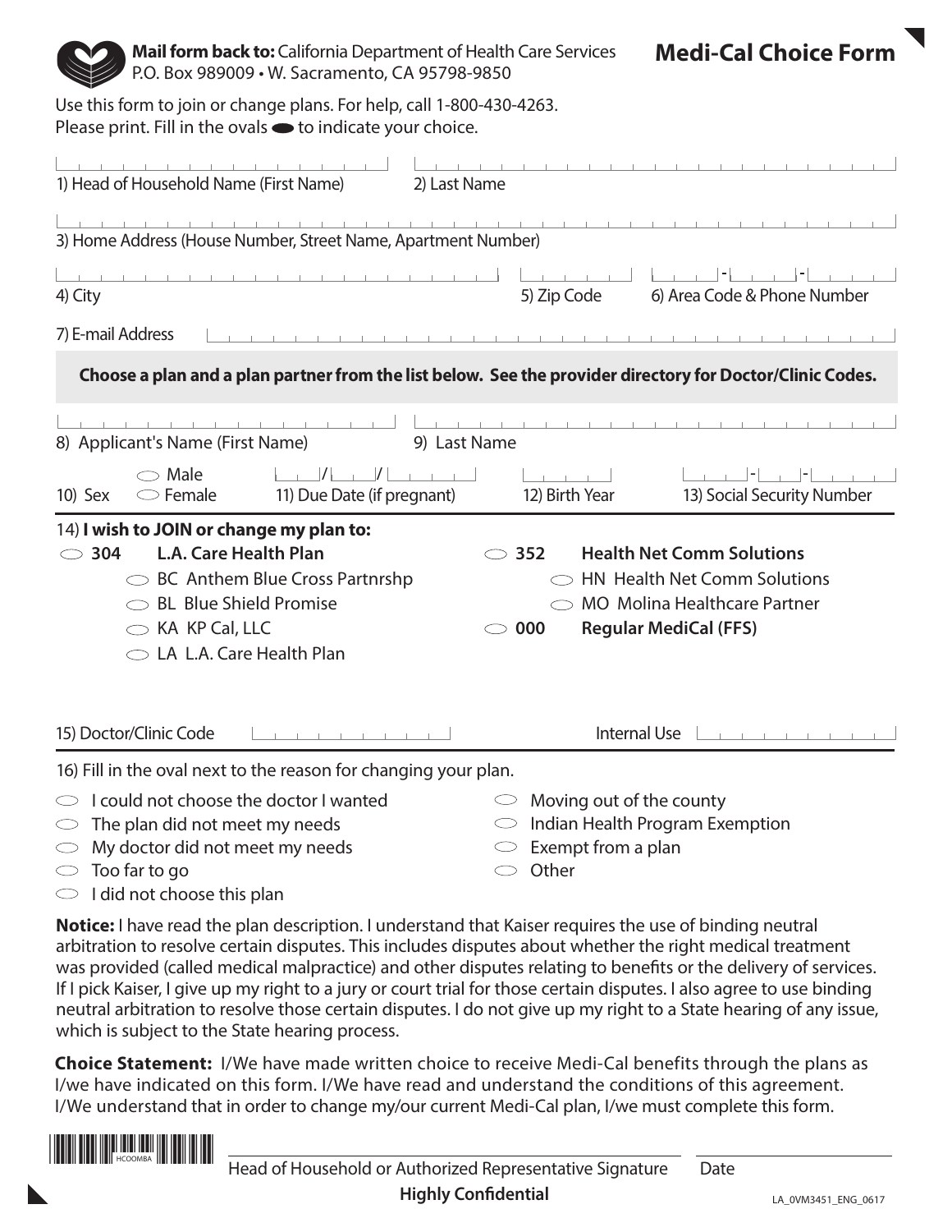**Mail form back to:** California Department of Health Care Services
P.O. Box 989009 • W. Sacramento, CA 95798-9850

# Medi-Cal Choice Form

Use this form to join or change plans. For help, call 1-800-430-4263.
Please print. Fill in the ovals ⬬ to indicate your choice.

1) Head of Household Name (First Name) ____________ 2) Last Name ____________

3) Home Address (House Number, Street Name, Apartment Number) ____________

4) City ____________ 5) Zip Code ____________ 6) Area Code & Phone Number ___-___-___

7) E-mail Address ____________

**Choose a plan and a plan partner from the list below. See the provider directory for Doctor/Clinic Codes.**

8) Applicant's Name (First Name) ____________ 9) Last Name ____________

10) Sex ◯ Male ◯ Female

11) Due Date (if pregnant) ___/___/___

12) Birth Year ____________

13) Social Security Number ___-___-___

14) **I wish to JOIN or change my plan to:**

- ◯ **304 L.A. Care Health Plan**
  - ◯ BC Anthem Blue Cross Partnrshp
  - ◯ BL Blue Shield Promise
  - ◯ KA KP Cal, LLC
  - ◯ LA L.A. Care Health Plan
- ◯ **352 Health Net Comm Solutions**
  - ◯ HN Health Net Comm Solutions
  - ◯ MO Molina Healthcare Partner
- ◯ **000 Regular MediCal (FFS)**

15) Doctor/Clinic Code ____________ Internal Use ____________

16) Fill in the oval next to the reason for changing your plan.

- ◯ I could not choose the doctor I wanted
- ◯ The plan did not meet my needs
- ◯ My doctor did not meet my needs
- ◯ Too far to go
- ◯ I did not choose this plan
- ◯ Moving out of the county
- ◯ Indian Health Program Exemption
- ◯ Exempt from a plan
- ◯ Other

**Notice:** I have read the plan description. I understand that Kaiser requires the use of binding neutral arbitration to resolve certain disputes. This includes disputes about whether the right medical treatment was provided (called medical malpractice) and other disputes relating to benefits or the delivery of services. If I pick Kaiser, I give up my right to a jury or court trial for those certain disputes. I also agree to use binding neutral arbitration to resolve those certain disputes. I do not give up my right to a State hearing of any issue, which is subject to the State hearing process.

**Choice Statement:** I/We have made written choice to receive Medi-Cal benefits through the plans as I/we have indicated on this form. I/We have read and understand the conditions of this agreement. I/We understand that in order to change my/our current Medi-Cal plan, I/we must complete this form.

HCOOMBA

____________________ Head of Household or Authorized Representative Signature ____________ Date

**Highly Confidential**

LA_0VM3451_ENG_0617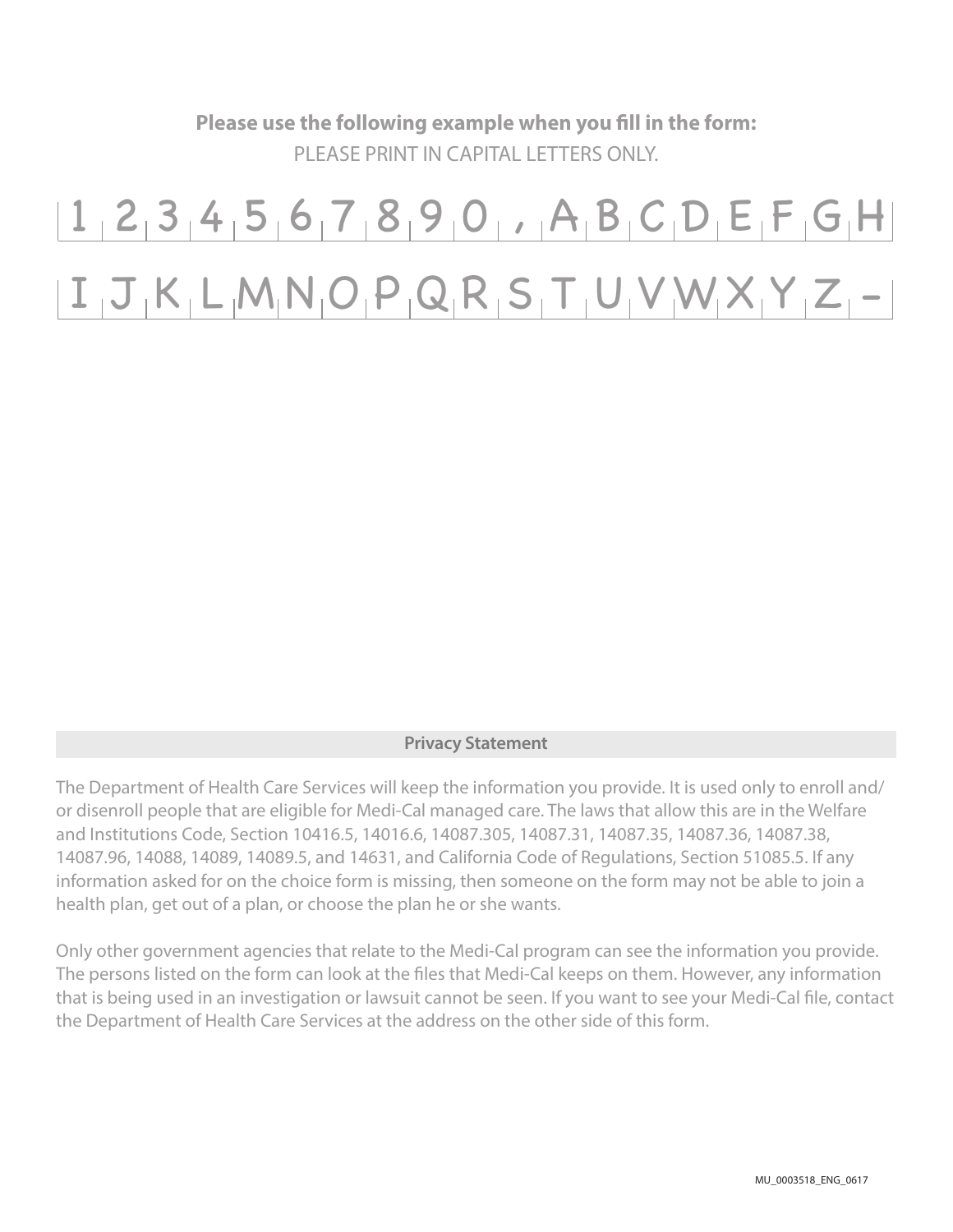**Please use the following example when you fill in the form:**

PLEASE PRINT IN CAPITAL LETTERS ONLY.

| 1 | 2 | 3 | 4 | 5 | 6 | 7 | 8 | 9 | 0 | , | A | B | C | D | E | F | G | H |
|---|---|---|---|---|---|---|---|---|---|---|---|---|---|---|---|---|---|---|
| I | J | K | L | M | N | O | P | Q | R | S | T | U | V | W | X | Y | Z | - |

## Privacy Statement

The Department of Health Care Services will keep the information you provide. It is used only to enroll and/or disenroll people that are eligible for Medi-Cal managed care. The laws that allow this are in the Welfare and Institutions Code, Section 10416.5, 14016.6, 14087.305, 14087.31, 14087.35, 14087.36, 14087.38, 14087.96, 14088, 14089, 14089.5, and 14631, and California Code of Regulations, Section 51085.5. If any information asked for on the choice form is missing, then someone on the form may not be able to join a health plan, get out of a plan, or choose the plan he or she wants.

Only other government agencies that relate to the Medi-Cal program can see the information you provide. The persons listed on the form can look at the files that Medi-Cal keeps on them. However, any information that is being used in an investigation or lawsuit cannot be seen. If you want to see your Medi-Cal file, contact the Department of Health Care Services at the address on the other side of this form.

MU_0003518_ENG_0617